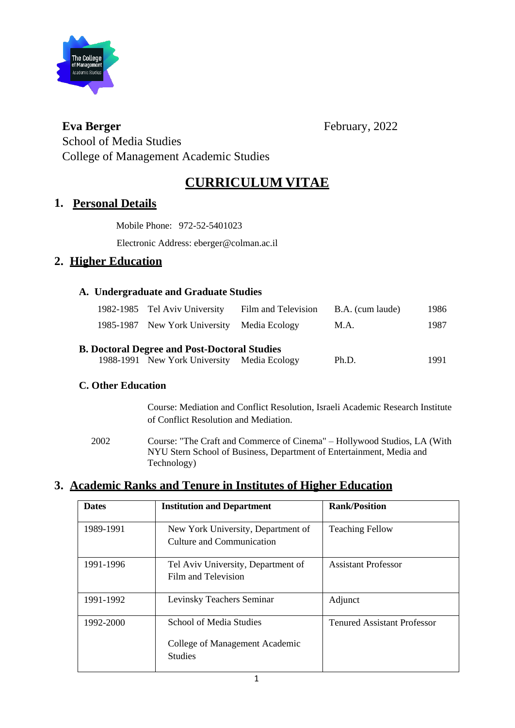**Eva Berger**
School of Media Studies
College of Management Academic Studies

February, 2022

# CURRICULUM VITAE

## 1. Personal Details

Mobile Phone: 972-52-5401023

Electronic Address: eberger@colman.ac.il

## 2. Higher Education

### A. Undergraduate and Graduate Studies

| | | | | |
|---|---|---|---|---|
| 1982-1985 | Tel Aviv University | Film and Television | B.A. (cum laude) | 1986 |
| 1985-1987 | New York University | Media Ecology | M.A. | 1987 |

### B. Doctoral Degree and Post-Doctoral Studies

| | | | | |
|---|---|---|---|---|
| 1988-1991 | New York University | Media Ecology | Ph.D. | 1991 |

### C. Other Education

Course: Mediation and Conflict Resolution, Israeli Academic Research Institute of Conflict Resolution and Mediation.

2002 Course: "The Craft and Commerce of Cinema" – Hollywood Studios, LA (With NYU Stern School of Business, Department of Entertainment, Media and Technology)

## 3. Academic Ranks and Tenure in Institutes of Higher Education

| Dates | Institution and Department | Rank/Position |
|---|---|---|
| 1989-1991 | New York University, Department of Culture and Communication | Teaching Fellow |
| 1991-1996 | Tel Aviv University, Department of Film and Television | Assistant Professor |
| 1991-1992 | Levinsky Teachers Seminar | Adjunct |
| 1992-2000 | School of Media Studies<br><br>College of Management Academic Studies | Tenured Assistant Professor |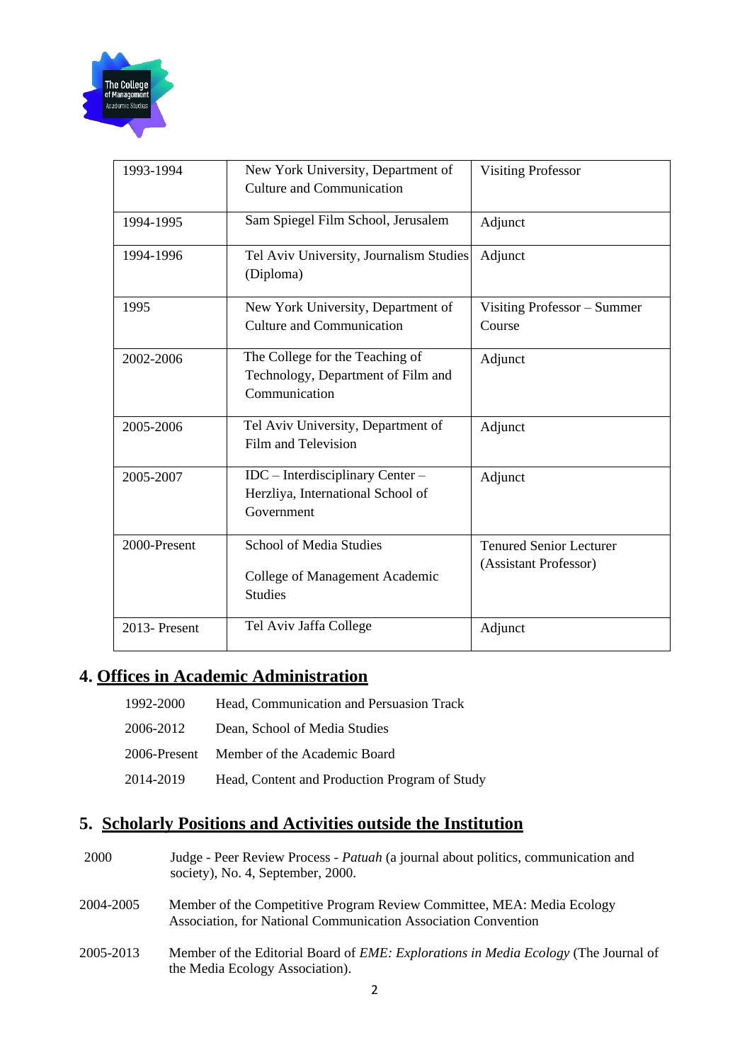| | | |
|---|---|---|
| 1993-1994 | New York University, Department of Culture and Communication | Visiting Professor |
| 1994-1995 | Sam Spiegel Film School, Jerusalem | Adjunct |
| 1994-1996 | Tel Aviv University, Journalism Studies (Diploma) | Adjunct |
| 1995 | New York University, Department of Culture and Communication | Visiting Professor – Summer Course |
| 2002-2006 | The College for the Teaching of Technology, Department of Film and Communication | Adjunct |
| 2005-2006 | Tel Aviv University, Department of Film and Television | Adjunct |
| 2005-2007 | IDC – Interdisciplinary Center – Herzliya, International School of Government | Adjunct |
| 2000-Present | School of Media Studies<br><br>College of Management Academic Studies | Tenured Senior Lecturer (Assistant Professor) |
| 2013- Present | Tel Aviv Jaffa College | Adjunct |

## 4. Offices in Academic Administration

| | |
|---|---|
| 1992-2000 | Head, Communication and Persuasion Track |
| 2006-2012 | Dean, School of Media Studies |
| 2006-Present | Member of the Academic Board |
| 2014-2019 | Head, Content and Production Program of Study |

## 5. Scholarly Positions and Activities outside the Institution

| | |
|---|---|
| 2000 | Judge - Peer Review Process - *Patuah* (a journal about politics, communication and society), No. 4, September, 2000. |
| 2004-2005 | Member of the Competitive Program Review Committee, MEA: Media Ecology Association, for National Communication Association Convention |
| 2005-2013 | Member of the Editorial Board of *EME: Explorations in Media Ecology* (The Journal of the Media Ecology Association). |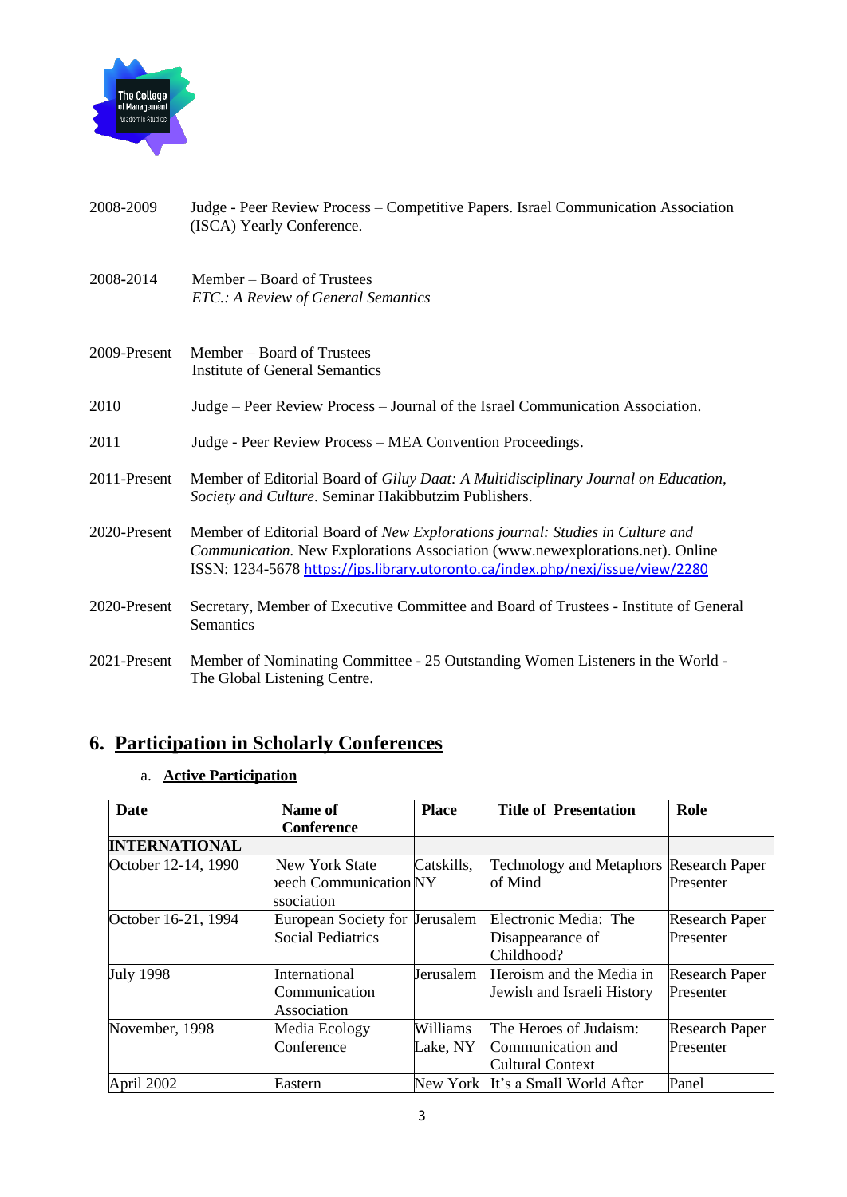2008-2009 Judge - Peer Review Process – Competitive Papers. Israel Communication Association (ISCA) Yearly Conference.

2008-2014 Member – Board of Trustees
*ETC.: A Review of General Semantics*

2009-Present Member – Board of Trustees
Institute of General Semantics

2010 Judge – Peer Review Process – Journal of the Israel Communication Association.

2011 Judge - Peer Review Process – MEA Convention Proceedings.

2011-Present Member of Editorial Board of *Giluy Daat: A Multidisciplinary Journal on Education, Society and Culture*. Seminar Hakibbutzim Publishers.

2020-Present Member of Editorial Board of *New Explorations journal: Studies in Culture and Communication.* New Explorations Association (www.newexplorations.net). Online ISSN: 1234-5678 https://jps.library.utoronto.ca/index.php/nexj/issue/view/2280

2020-Present Secretary, Member of Executive Committee and Board of Trustees - Institute of General Semantics

2021-Present Member of Nominating Committee - 25 Outstanding Women Listeners in the World - The Global Listening Centre.

## 6. Participation in Scholarly Conferences

### a. Active Participation

| Date | Name of Conference | Place | Title of Presentation | Role |
|---|---|---|---|---|
| **INTERNATIONAL** | | | | |
| October 12-14, 1990 | New York State Speech Communication Association | Catskills, NY | Technology and Metaphors of Mind | Research Paper Presenter |
| October 16-21, 1994 | European Society for Social Pediatrics | Jerusalem | Electronic Media: The Disappearance of Childhood? | Research Paper Presenter |
| July 1998 | International Communication Association | Jerusalem | Heroism and the Media in Jewish and Israeli History | Research Paper Presenter |
| November, 1998 | Media Ecology Conference | Williams Lake, NY | The Heroes of Judaism: Communication and Cultural Context | Research Paper Presenter |
| April 2002 | Eastern | New York | It's a Small World After | Panel |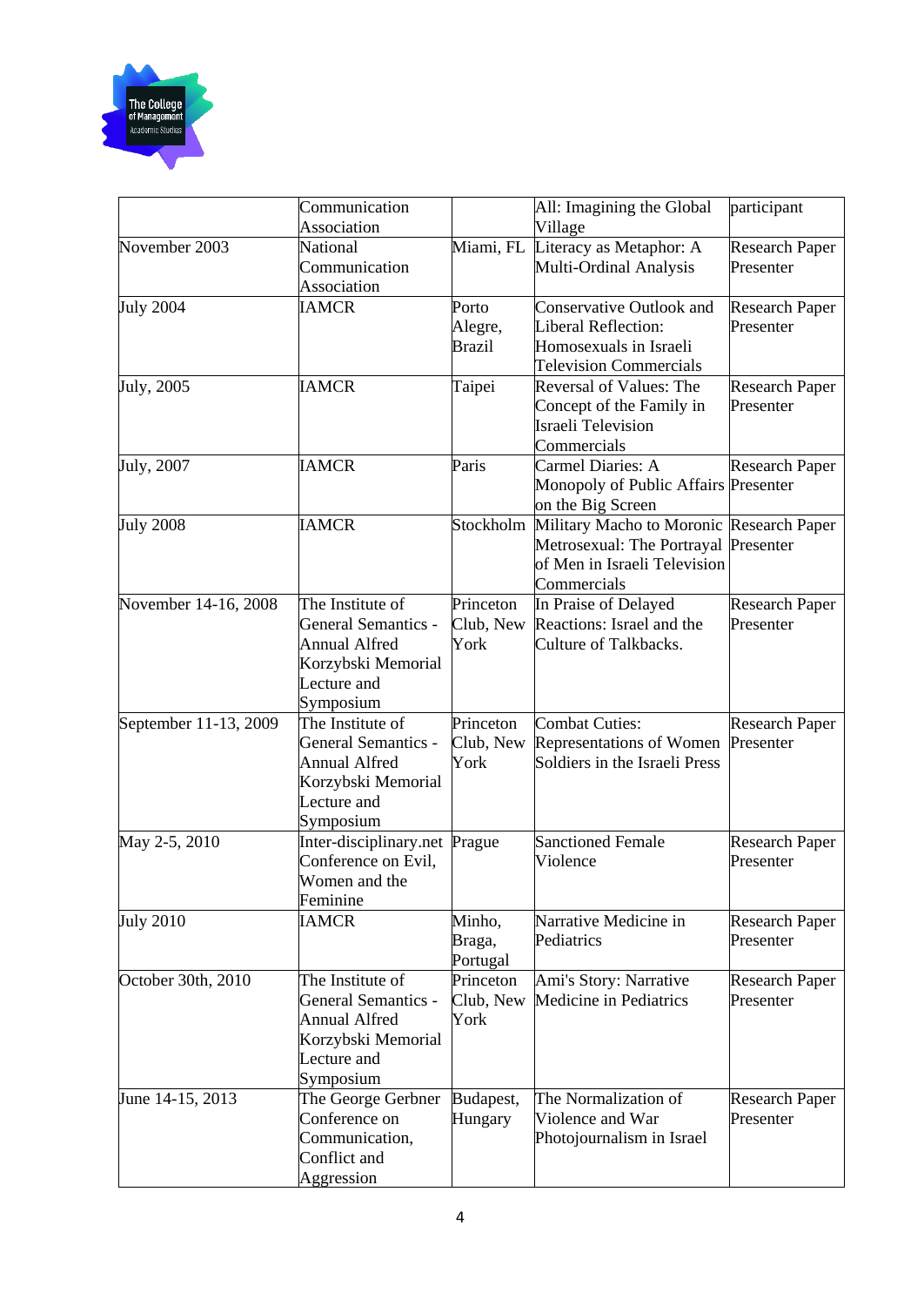| | | | | |
|---|---|---|---|---|
| | Communication Association | | All: Imagining the Global Village | participant |
| November 2003 | National Communication Association | Miami, FL | Literacy as Metaphor: A Multi-Ordinal Analysis | Research Paper Presenter |
| July 2004 | IAMCR | Porto Alegre, Brazil | Conservative Outlook and Liberal Reflection: Homosexuals in Israeli Television Commercials | Research Paper Presenter |
| July, 2005 | IAMCR | Taipei | Reversal of Values: The Concept of the Family in Israeli Television Commercials | Research Paper Presenter |
| July, 2007 | IAMCR | Paris | Carmel Diaries: A Monopoly of Public Affairs on the Big Screen | Research Paper Presenter |
| July 2008 | IAMCR | Stockholm | Military Macho to Moronic Metrosexual: The Portrayal of Men in Israeli Television Commercials | Research Paper Presenter |
| November 14-16, 2008 | The Institute of General Semantics - Annual Alfred Korzybski Memorial Lecture and Symposium | Princeton Club, New York | In Praise of Delayed Reactions: Israel and the Culture of Talkbacks. | Research Paper Presenter |
| September 11-13, 2009 | The Institute of General Semantics - Annual Alfred Korzybski Memorial Lecture and Symposium | Princeton Club, New York | Combat Cuties: Representations of Women Soldiers in the Israeli Press | Research Paper Presenter |
| May 2-5, 2010 | Inter-disciplinary.net Conference on Evil, Women and the Feminine | Prague | Sanctioned Female Violence | Research Paper Presenter |
| July 2010 | IAMCR | Minho, Braga, Portugal | Narrative Medicine in Pediatrics | Research Paper Presenter |
| October 30th, 2010 | The Institute of General Semantics - Annual Alfred Korzybski Memorial Lecture and Symposium | Princeton Club, New York | Ami's Story: Narrative Medicine in Pediatrics | Research Paper Presenter |
| June 14-15, 2013 | The George Gerbner Conference on Communication, Conflict and Aggression | Budapest, Hungary | The Normalization of Violence and War Photojournalism in Israel | Research Paper Presenter |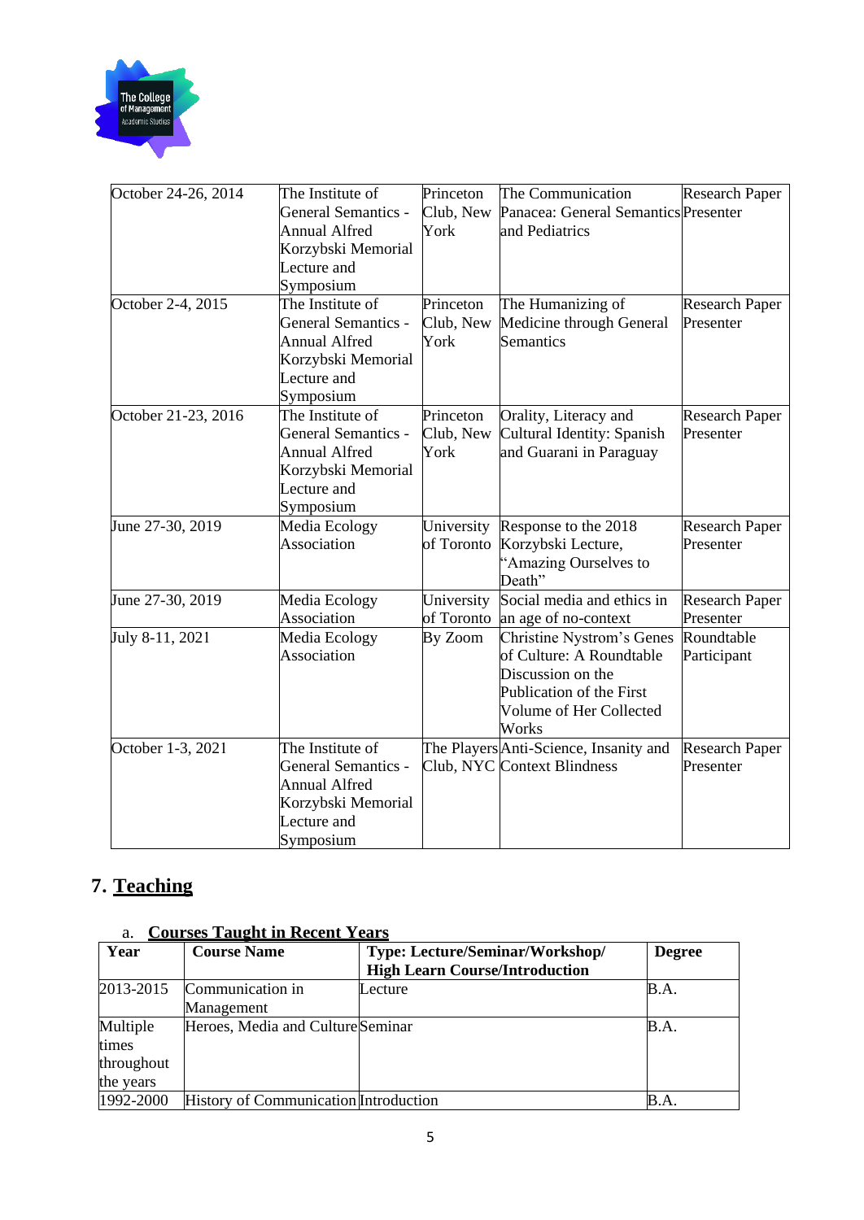| October 24-26, 2014 | The Institute of General Semantics - Annual Alfred Korzybski Memorial Lecture and Symposium | Princeton Club, New York | The Communication Panacea: General Semantics and Pediatrics | Research Paper Presenter |
|---|---|---|---|---|
| October 2-4, 2015 | The Institute of General Semantics - Annual Alfred Korzybski Memorial Lecture and Symposium | Princeton Club, New York | The Humanizing of Medicine through General Semantics | Research Paper Presenter |
| October 21-23, 2016 | The Institute of General Semantics - Annual Alfred Korzybski Memorial Lecture and Symposium | Princeton Club, New York | Orality, Literacy and Cultural Identity: Spanish and Guarani in Paraguay | Research Paper Presenter |
| June 27-30, 2019 | Media Ecology Association | University of Toronto | Response to the 2018 Korzybski Lecture, "Amazing Ourselves to Death" | Research Paper Presenter |
| June 27-30, 2019 | Media Ecology Association | University of Toronto | Social media and ethics in an age of no-context | Research Paper Presenter |
| July 8-11, 2021 | Media Ecology Association | By Zoom | Christine Nystrom's Genes of Culture: A Roundtable Discussion on the Publication of the First Volume of Her Collected Works | Roundtable Participant |
| October 1-3, 2021 | The Institute of General Semantics - Annual Alfred Korzybski Memorial Lecture and Symposium | The Players Club, NYC | Anti-Science, Insanity and Context Blindness | Research Paper Presenter |

## 7. Teaching

### a. Courses Taught in Recent Years

| Year | Course Name | Type: Lecture/Seminar/Workshop/ High Learn Course/Introduction | Degree |
|---|---|---|---|
| 2013-2015 | Communication in Management | Lecture | B.A. |
| Multiple times throughout the years | Heroes, Media and Culture | Seminar | B.A. |
| 1992-2000 | History of Communication | Introduction | B.A. |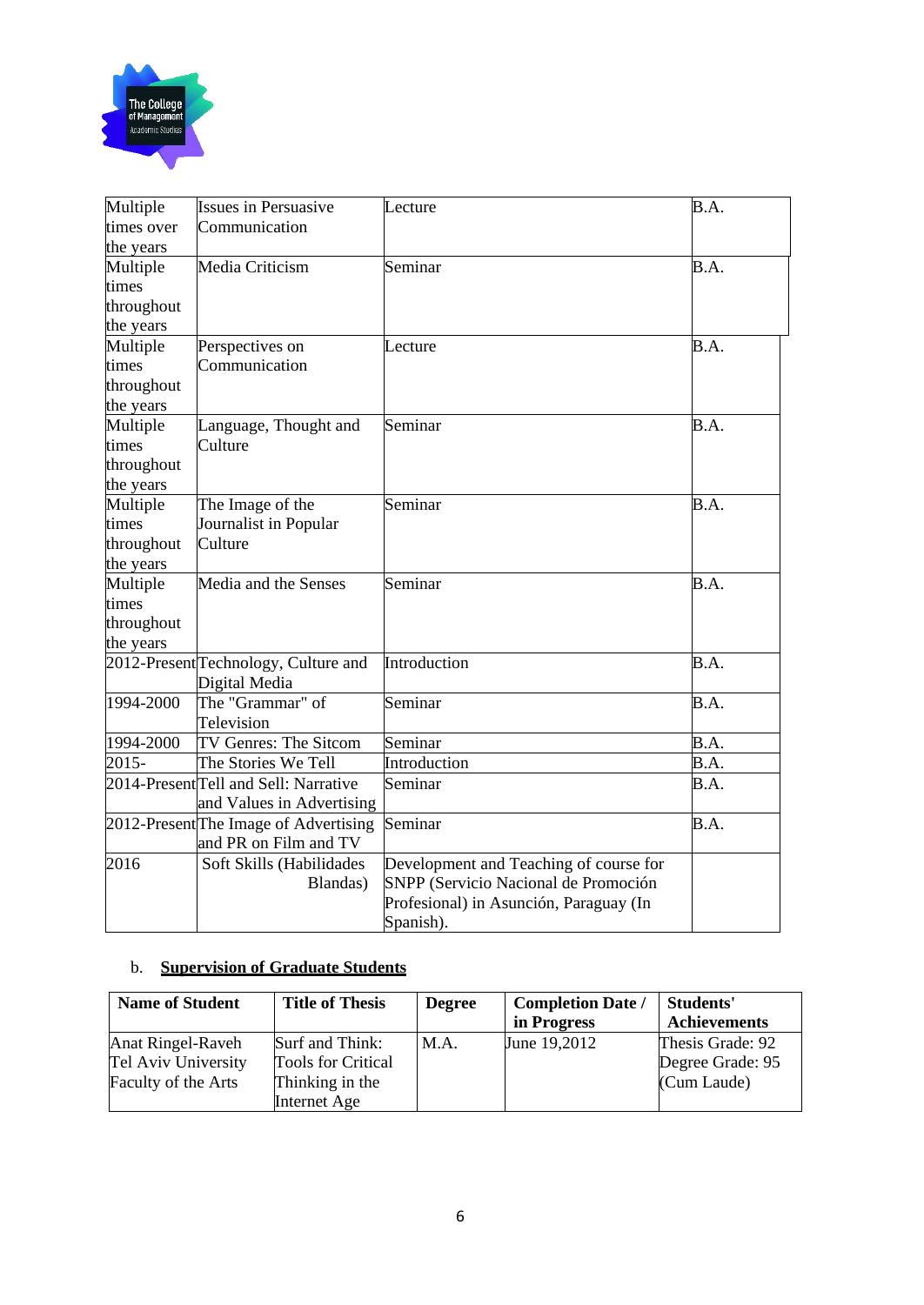| | | | |
|---|---|---|---|
| Multiple times over the years | Issues in Persuasive Communication | Lecture | B.A. |
| Multiple times throughout the years | Media Criticism | Seminar | B.A. |
| Multiple times throughout the years | Perspectives on Communication | Lecture | B.A. |
| Multiple times throughout the years | Language, Thought and Culture | Seminar | B.A. |
| Multiple times throughout the years | The Image of the Journalist in Popular Culture | Seminar | B.A. |
| Multiple times throughout the years | Media and the Senses | Seminar | B.A. |
| 2012-Present | Technology, Culture and Digital Media | Introduction | B.A. |
| 1994-2000 | The "Grammar" of Television | Seminar | B.A. |
| 1994-2000 | TV Genres: The Sitcom | Seminar | B.A. |
| 2015- | The Stories We Tell | Introduction | B.A. |
| 2014-Present | Tell and Sell: Narrative and Values in Advertising | Seminar | B.A. |
| 2012-Present | The Image of Advertising and PR on Film and TV | Seminar | B.A. |
| 2016 | Soft Skills (Habilidades Blandas) | Development and Teaching of course for SNPP (Servicio Nacional de Promoción Profesional) in Asunción, Paraguay (In Spanish). | |

b. **Supervision of Graduate Students**

| Name of Student | Title of Thesis | Degree | Completion Date / in Progress | Students' Achievements |
|---|---|---|---|---|
| Anat Ringel-Raveh Tel Aviv University Faculty of the Arts | Surf and Think: Tools for Critical Thinking in the Internet Age | M.A. | June 19,2012 | Thesis Grade: 92 Degree Grade: 95 (Cum Laude) |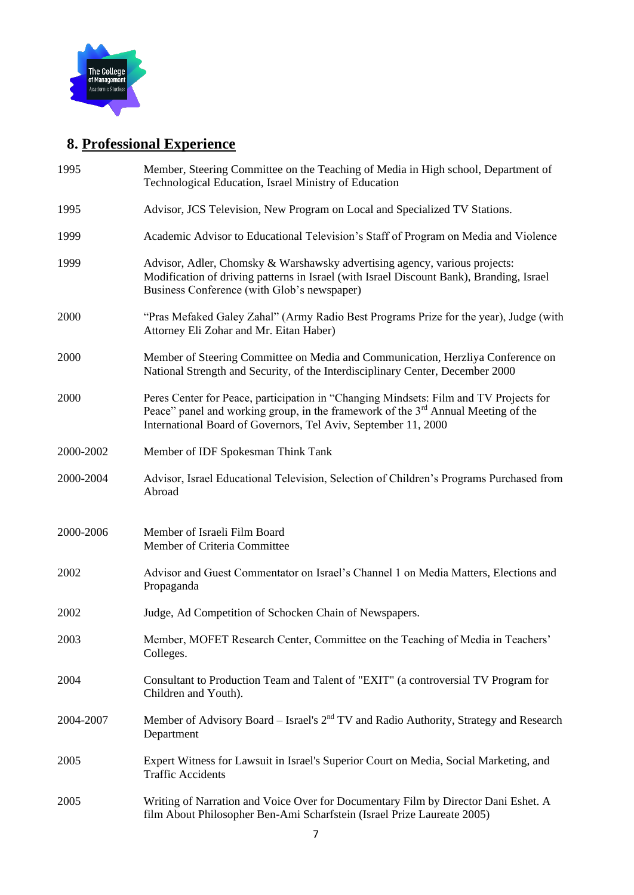## 8. Professional Experience

| | |
|---|---|
| 1995 | Member, Steering Committee on the Teaching of Media in High school, Department of Technological Education, Israel Ministry of Education |
| 1995 | Advisor, JCS Television, New Program on Local and Specialized TV Stations. |
| 1999 | Academic Advisor to Educational Television's Staff of Program on Media and Violence |
| 1999 | Advisor, Adler, Chomsky & Warshawsky advertising agency, various projects: Modification of driving patterns in Israel (with Israel Discount Bank), Branding, Israel Business Conference (with Glob's newspaper) |
| 2000 | "Pras Mefaked Galey Zahal" (Army Radio Best Programs Prize for the year), Judge (with Attorney Eli Zohar and Mr. Eitan Haber) |
| 2000 | Member of Steering Committee on Media and Communication, Herzliya Conference on National Strength and Security, of the Interdisciplinary Center, December 2000 |
| 2000 | Peres Center for Peace, participation in "Changing Mindsets: Film and TV Projects for Peace" panel and working group, in the framework of the 3rd Annual Meeting of the International Board of Governors, Tel Aviv, September 11, 2000 |
| 2000-2002 | Member of IDF Spokesman Think Tank |
| 2000-2004 | Advisor, Israel Educational Television, Selection of Children's Programs Purchased from Abroad |
| 2000-2006 | Member of Israeli Film Board<br>Member of Criteria Committee |
| 2002 | Advisor and Guest Commentator on Israel's Channel 1 on Media Matters, Elections and Propaganda |
| 2002 | Judge, Ad Competition of Schocken Chain of Newspapers. |
| 2003 | Member, MOFET Research Center, Committee on the Teaching of Media in Teachers' Colleges. |
| 2004 | Consultant to Production Team and Talent of "EXIT" (a controversial TV Program for Children and Youth). |
| 2004-2007 | Member of Advisory Board – Israel's 2nd TV and Radio Authority, Strategy and Research Department |
| 2005 | Expert Witness for Lawsuit in Israel's Superior Court on Media, Social Marketing, and Traffic Accidents |
| 2005 | Writing of Narration and Voice Over for Documentary Film by Director Dani Eshet. A film About Philosopher Ben-Ami Scharfstein (Israel Prize Laureate 2005) |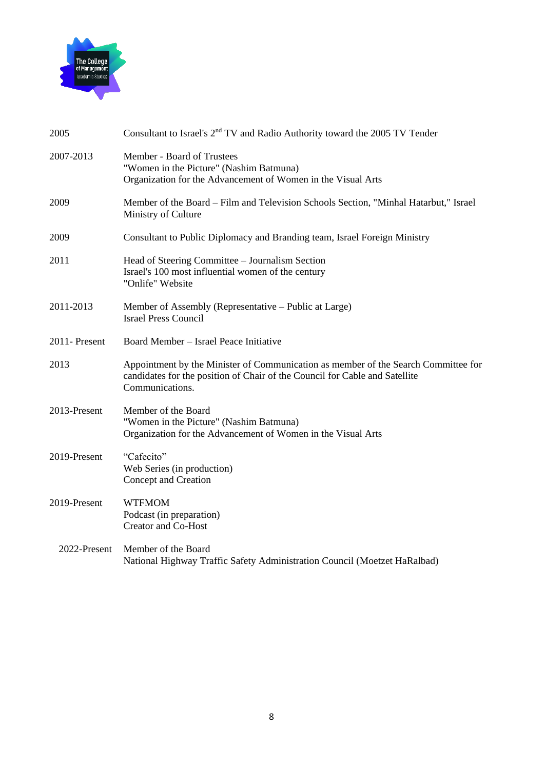| | |
|---|---|
| 2005 | Consultant to Israel's 2nd TV and Radio Authority toward the 2005 TV Tender |
| 2007-2013 | Member - Board of Trustees<br>"Women in the Picture" (Nashim Batmuna)<br>Organization for the Advancement of Women in the Visual Arts |
| 2009 | Member of the Board – Film and Television Schools Section, "Minhal Hatarbut," Israel Ministry of Culture |
| 2009 | Consultant to Public Diplomacy and Branding team, Israel Foreign Ministry |
| 2011 | Head of Steering Committee – Journalism Section<br>Israel's 100 most influential women of the century<br>"Onlife" Website |
| 2011-2013 | Member of Assembly (Representative – Public at Large)<br>Israel Press Council |
| 2011- Present | Board Member – Israel Peace Initiative |
| 2013 | Appointment by the Minister of Communication as member of the Search Committee for candidates for the position of Chair of the Council for Cable and Satellite Communications. |
| 2013-Present | Member of the Board<br>"Women in the Picture" (Nashim Batmuna)<br>Organization for the Advancement of Women in the Visual Arts |
| 2019-Present | "Cafecito"<br>Web Series (in production)<br>Concept and Creation |
| 2019-Present | WTFMOM<br>Podcast (in preparation)<br>Creator and Co-Host |
| 2022-Present | Member of the Board<br>National Highway Traffic Safety Administration Council (Moetzet HaRalbad) |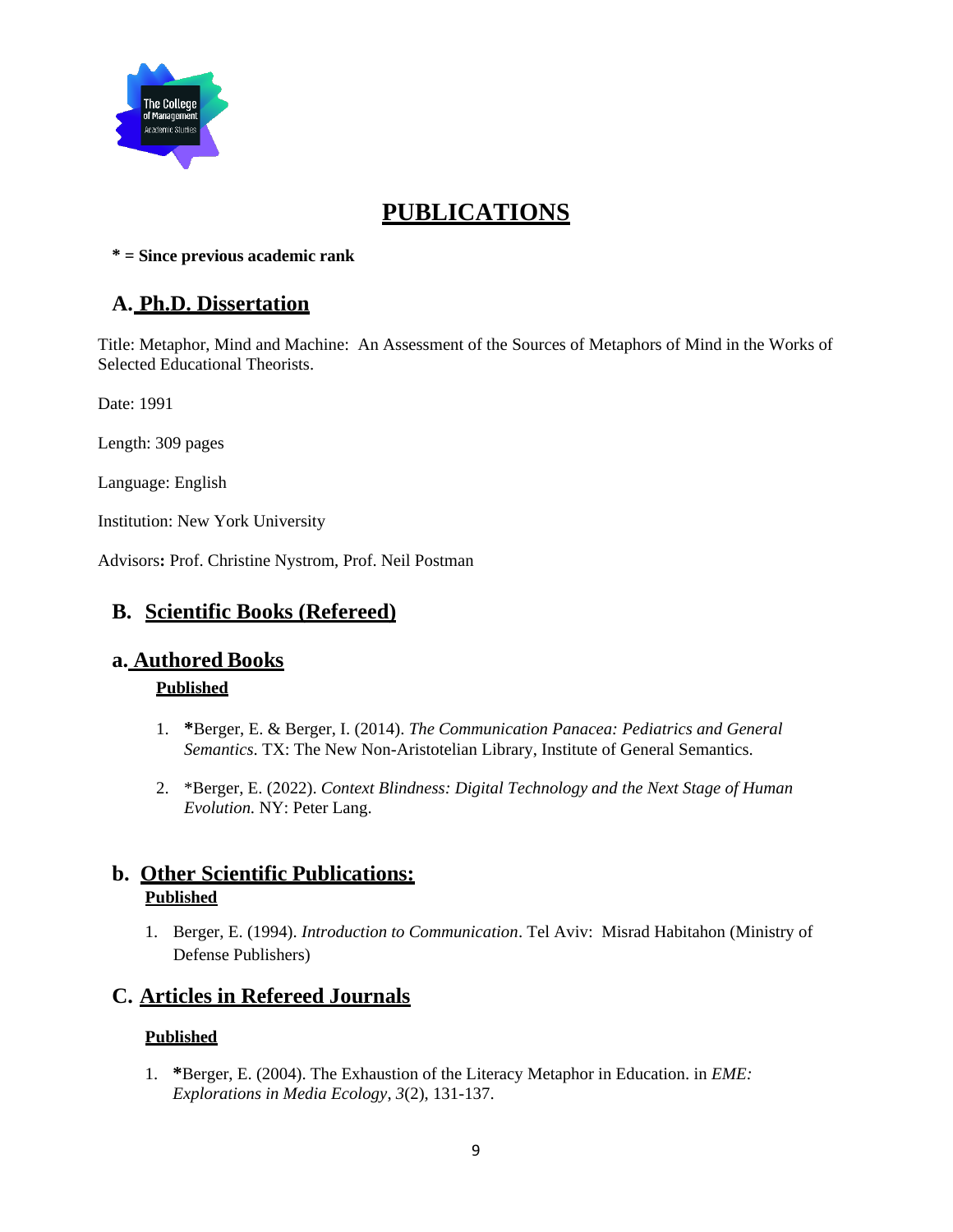# PUBLICATIONS

**\* = Since previous academic rank**

## A. Ph.D. Dissertation

Title: Metaphor, Mind and Machine: An Assessment of the Sources of Metaphors of Mind in the Works of Selected Educational Theorists.

Date: 1991

Length: 309 pages

Language: English

Institution: New York University

Advisors**:** Prof. Christine Nystrom, Prof. Neil Postman

## B. Scientific Books (Refereed)

### a. Authored Books

**Published**

1. **\***Berger, E. & Berger, I. (2014). *The Communication Panacea: Pediatrics and General Semantics*. TX: The New Non-Aristotelian Library, Institute of General Semantics.

2. \*Berger, E. (2022). *Context Blindness: Digital Technology and the Next Stage of Human Evolution.* NY: Peter Lang.

### b. Other Scientific Publications:

**Published**

1. Berger, E. (1994). *Introduction to Communication*. Tel Aviv: Misrad Habitahon (Ministry of Defense Publishers)

## C. Articles in Refereed Journals

**Published**

1. **\***Berger, E. (2004). The Exhaustion of the Literacy Metaphor in Education. in *EME: Explorations in Media Ecology*, *3*(2), 131-137.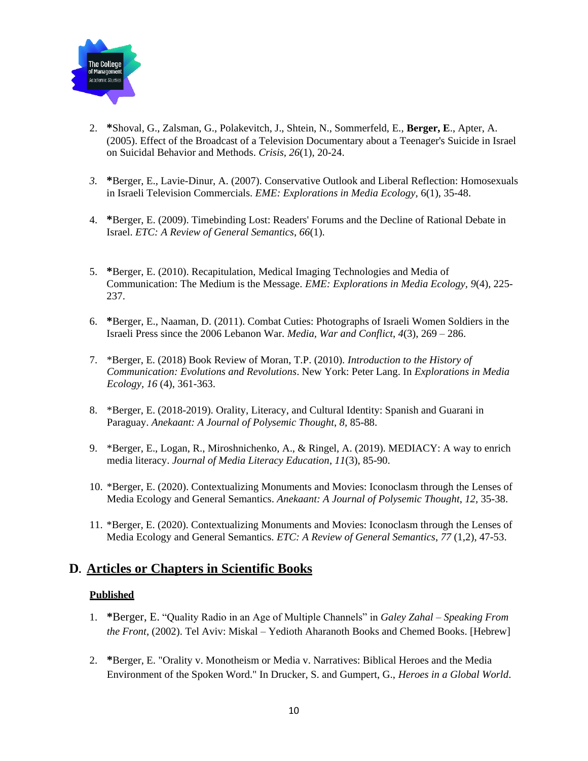2. **\***Shoval, G., Zalsman, G., Polakevitch, J., Shtein, N., Sommerfeld, E., **Berger, E**., Apter, A. (2005). Effect of the Broadcast of a Television Documentary about a Teenager's Suicide in Israel on Suicidal Behavior and Methods. *Crisis*, *26*(1), 20-24.

3. **\***Berger, E., Lavie-Dinur, A. (2007). Conservative Outlook and Liberal Reflection: Homosexuals in Israeli Television Commercials. *EME: Explorations in Media Ecology,* 6(1), 35-48.

4. **\***Berger, E. (2009). Timebinding Lost: Readers' Forums and the Decline of Rational Debate in Israel. *ETC: A Review of General Semantics*, *66*(1).

5. **\***Berger, E. (2010). Recapitulation, Medical Imaging Technologies and Media of Communication: The Medium is the Message. *EME: Explorations in Media Ecology, 9*(4), 225-237.

6. **\***Berger, E., Naaman, D. (2011). Combat Cuties: Photographs of Israeli Women Soldiers in the Israeli Press since the 2006 Lebanon War. *Media, War and Conflict*, *4*(3), 269 – 286.

7. \*Berger, E. (2018) Book Review of Moran, T.P. (2010). *Introduction to the History of Communication: Evolutions and Revolutions*. New York: Peter Lang. In *Explorations in Media Ecology, 16* (4), 361-363.

8. \*Berger, E. (2018-2019). Orality, Literacy, and Cultural Identity: Spanish and Guarani in Paraguay. *Anekaant: A Journal of Polysemic Thought*, *8*, 85-88.

9. \*Berger, E., Logan, R., Miroshnichenko, A., & Ringel, A. (2019). MEDIACY: A way to enrich media literacy. *Journal of Media Literacy Education*, *11*(3), 85-90.

10. \*Berger, E. (2020). Contextualizing Monuments and Movies: Iconoclasm through the Lenses of Media Ecology and General Semantics. *Anekaant: A Journal of Polysemic Thought*, *12*, 35-38.

11. \*Berger, E. (2020). Contextualizing Monuments and Movies: Iconoclasm through the Lenses of Media Ecology and General Semantics. *ETC: A Review of General Semantics*, *77* (1,2), 47-53.

## D. Articles or Chapters in Scientific Books

**Published**

1. **\***Berger, E. "Quality Radio in an Age of Multiple Channels" in *Galey Zahal – Speaking From the Front*, (2002). Tel Aviv: Miskal – Yedioth Aharanoth Books and Chemed Books. [Hebrew]

2. **\***Berger, E. "Orality v. Monotheism or Media v. Narratives: Biblical Heroes and the Media Environment of the Spoken Word." In Drucker, S. and Gumpert, G., *Heroes in a Global World*.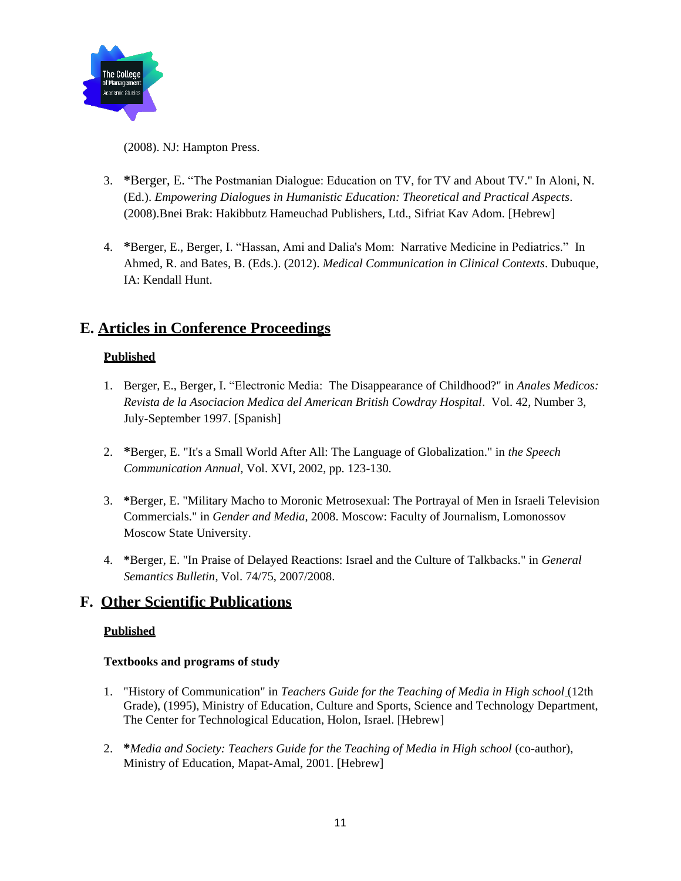(2008). NJ: Hampton Press.

3. **\***Berger, E. “The Postmanian Dialogue: Education on TV, for TV and About TV." In Aloni, N. (Ed.). *Empowering Dialogues in Humanistic Education: Theoretical and Practical Aspects*. (2008).Bnei Brak: Hakibbutz Hameuchad Publishers, Ltd., Sifriat Kav Adom. [Hebrew]

4. **\***Berger, E., Berger, I. “Hassan, Ami and Dalia's Mom: Narrative Medicine in Pediatrics.” In Ahmed, R. and Bates, B. (Eds.). (2012). *Medical Communication in Clinical Contexts*. Dubuque, IA: Kendall Hunt.

## E. <u>Articles in Conference Proceedings</u>

**<u>Published</u>**

1. Berger, E., Berger, I. “Electronic Media: The Disappearance of Childhood?" in *Anales Medicos: Revista de la Asociacion Medica del American British Cowdray Hospital*. Vol. 42, Number 3, July-September 1997. [Spanish]

2. **\***Berger, E. "It's a Small World After All: The Language of Globalization." in *the Speech Communication Annual*, Vol. XVI, 2002, pp. 123-130.

3. **\***Berger, E. "Military Macho to Moronic Metrosexual: The Portrayal of Men in Israeli Television Commercials." in *Gender and Media*, 2008. Moscow: Faculty of Journalism, Lomonossov Moscow State University.

4. **\***Berger, E. "In Praise of Delayed Reactions: Israel and the Culture of Talkbacks." in *General Semantics Bulletin*, Vol. 74/75, 2007/2008.

## F. <u>Other Scientific Publications</u>

**<u>Published</u>**

**Textbooks and programs of study**

1. "History of Communication" in *Teachers Guide for the Teaching of Media in High school* (12th Grade), (1995), Ministry of Education, Culture and Sports, Science and Technology Department, The Center for Technological Education, Holon, Israel. [Hebrew]

2. **\****Media and Society: Teachers Guide for the Teaching of Media in High school* (co-author), Ministry of Education, Mapat-Amal, 2001. [Hebrew]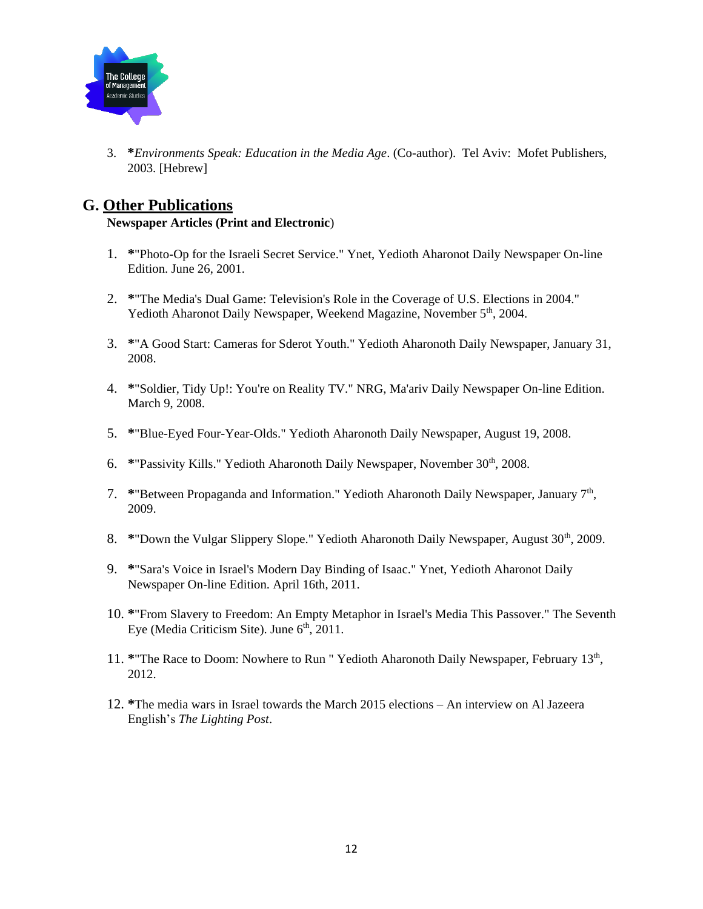3. ***Environments Speak: Education in the Media Age*. (Co-author). Tel Aviv: Mofet Publishers, 2003. [Hebrew]

## G. Other Publications

**Newspaper Articles (Print and Electronic)**

1. **\***"Photo-Op for the Israeli Secret Service." Ynet, Yedioth Aharonot Daily Newspaper On-line Edition. June 26, 2001.

2. **\***"The Media's Dual Game: Television's Role in the Coverage of U.S. Elections in 2004." Yedioth Aharonot Daily Newspaper, Weekend Magazine, November 5th, 2004.

3. **\***"A Good Start: Cameras for Sderot Youth." Yedioth Aharonoth Daily Newspaper, January 31, 2008.

4. **\***"Soldier, Tidy Up!: You're on Reality TV." NRG, Ma'ariv Daily Newspaper On-line Edition. March 9, 2008.

5. **\***"Blue-Eyed Four-Year-Olds." Yedioth Aharonoth Daily Newspaper, August 19, 2008.

6. **\***"Passivity Kills." Yedioth Aharonoth Daily Newspaper, November 30th, 2008.

7. **\***"Between Propaganda and Information." Yedioth Aharonoth Daily Newspaper, January 7th, 2009.

8. **\***"Down the Vulgar Slippery Slope." Yedioth Aharonoth Daily Newspaper, August 30th, 2009.

9. **\***"Sara's Voice in Israel's Modern Day Binding of Isaac." Ynet, Yedioth Aharonot Daily Newspaper On-line Edition. April 16th, 2011.

10. **\***"From Slavery to Freedom: An Empty Metaphor in Israel's Media This Passover." The Seventh Eye (Media Criticism Site). June 6th, 2011.

11. **\***"The Race to Doom: Nowhere to Run " Yedioth Aharonoth Daily Newspaper, February 13th, 2012.

12. **\***The media wars in Israel towards the March 2015 elections – An interview on Al Jazeera English's *The Lighting Post*.